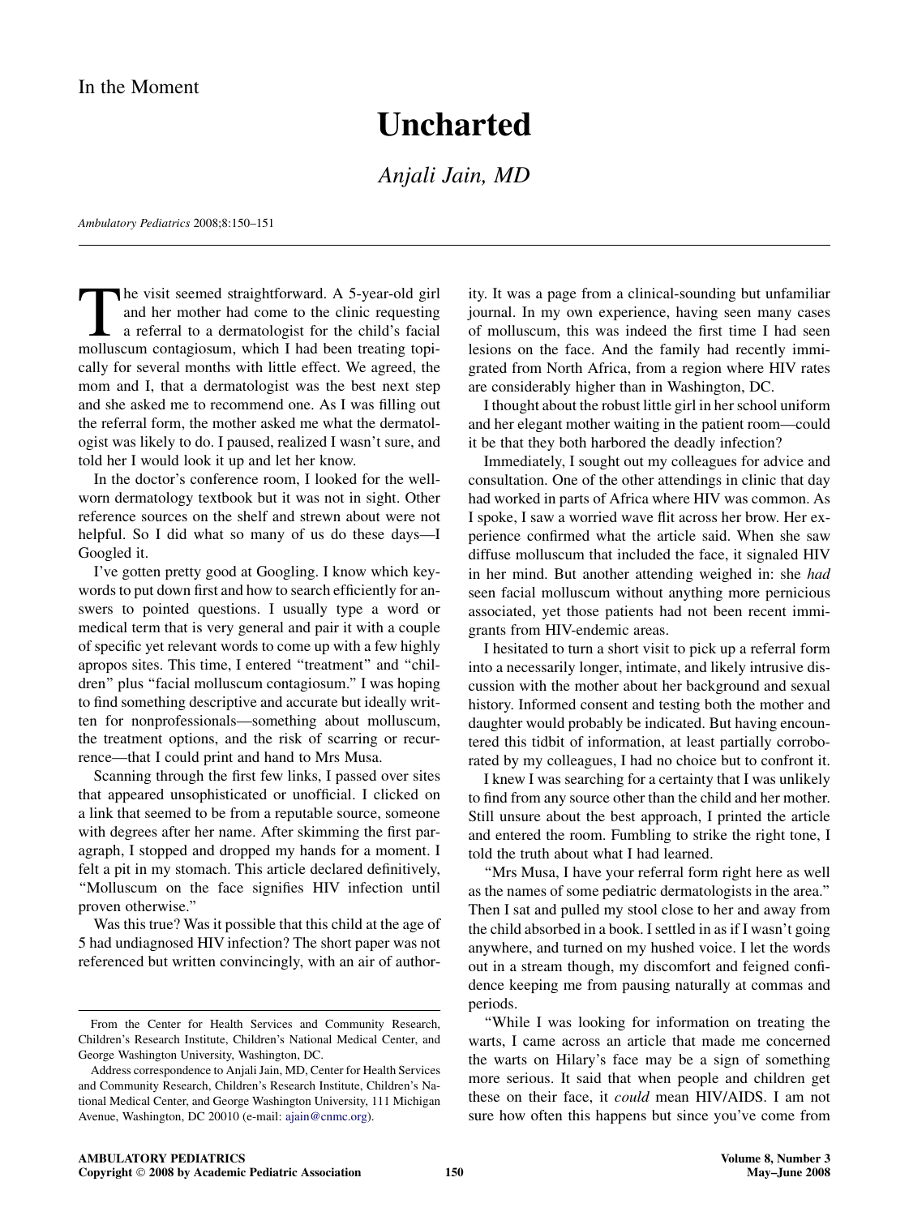In the Moment

# Uncharted

*Anjali Jain, MD*

The visit seemed straightforward. A 5-year-old girl and her mother had come to the clinic requesting a referral to a dermatologist for the child's facial molluscum contagiosum, which I had been treating topically for several months with little effect. We agreed, the mom and I, that a dermatologist was the best next step and she asked me to recommend one. As I was filling out the referral form, the mother asked me what the dermatologist was likely to do. I paused, realized I wasn't sure, and told her I would look it up and let her know.

In the doctor's conference room, I looked for the well-worn dermatology textbook but it was not in sight. Other reference sources on the shelf and strewn about were not helpful. So I did what so many of us do these days—I Googled it.

I've gotten pretty good at Googling. I know which keywords to put down first and how to search efficiently for answers to pointed questions. I usually type a word or medical term that is very general and pair it with a couple of specific yet relevant words to come up with a few highly apropos sites. This time, I entered "treatment" and "children" plus "facial molluscum contagiosum." I was hoping to find something descriptive and accurate but ideally written for nonprofessionals—something about molluscum, the treatment options, and the risk of scarring or recurrence—that I could print and hand to Mrs Musa.

Scanning through the first few links, I passed over sites that appeared unsophisticated or unofficial. I clicked on a link that seemed to be from a reputable source, someone with degrees after her name. After skimming the first paragraph, I stopped and dropped my hands for a moment. I felt a pit in my stomach. This article declared definitively, "Molluscum on the face signifies HIV infection until proven otherwise."

Was this true? Was it possible that this child at the age of 5 had undiagnosed HIV infection? The short paper was not referenced but written convincingly, with an air of authority. It was a page from a clinical-sounding but unfamiliar journal. In my own experience, having seen many cases of molluscum, this was indeed the first time I had seen lesions on the face. And the family had recently immigrated from North Africa, from a region where HIV rates are considerably higher than in Washington, DC.

I thought about the robust little girl in her school uniform and her elegant mother waiting in the patient room—could it be that they both harbored the deadly infection?

Immediately, I sought out my colleagues for advice and consultation. One of the other attendings in clinic that day had worked in parts of Africa where HIV was common. As I spoke, I saw a worried wave flit across her brow. Her experience confirmed what the article said. When she saw diffuse molluscum that included the face, it signaled HIV in her mind. But another attending weighed in: she *had* seen facial molluscum without anything more pernicious associated, yet those patients had not been recent immigrants from HIV-endemic areas.

I hesitated to turn a short visit to pick up a referral form into a necessarily longer, intimate, and likely intrusive discussion with the mother about her background and sexual history. Informed consent and testing both the mother and daughter would probably be indicated. But having encountered this tidbit of information, at least partially corroborated by my colleagues, I had no choice but to confront it.

I knew I was searching for a certainty that I was unlikely to find from any source other than the child and her mother. Still unsure about the best approach, I printed the article and entered the room. Fumbling to strike the right tone, I told the truth about what I had learned.

"Mrs Musa, I have your referral form right here as well as the names of some pediatric dermatologists in the area." Then I sat and pulled my stool close to her and away from the child absorbed in a book. I settled in as if I wasn't going anywhere, and turned on my hushed voice. I let the words out in a stream though, my discomfort and feigned confidence keeping me from pausing naturally at commas and periods.

"While I was looking for information on treating the warts, I came across an article that made me concerned the warts on Hilary's face may be a sign of something more serious. It said that when people and children get these on their face, it *could* mean HIV/AIDS. I am not sure how often this happens but since you've come from

From the Center for Health Services and Community Research, Children's Research Institute, Children's National Medical Center, and George Washington University, Washington, DC.

Address correspondence to Anjali Jain, MD, Center for Health Services and Community Research, Children's Research Institute, Children's National Medical Center, and George Washington University, 111 Michigan Avenue, Washington, DC 20010 (e-mail: ajain@cnmc.org).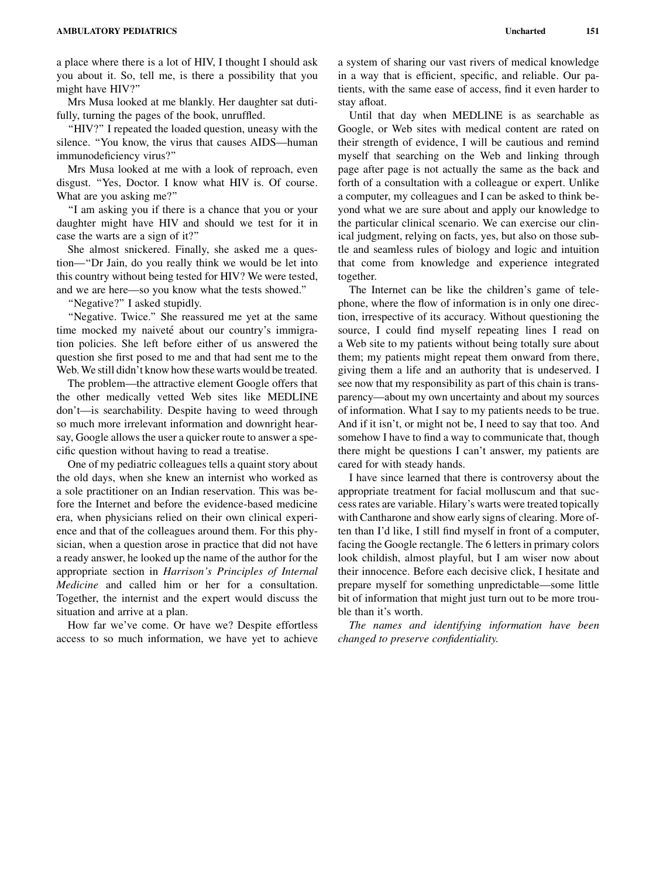a place where there is a lot of HIV, I thought I should ask you about it. So, tell me, is there a possibility that you might have HIV?"

Mrs Musa looked at me blankly. Her daughter sat dutifully, turning the pages of the book, unruffled.

"HIV?" I repeated the loaded question, uneasy with the silence. "You know, the virus that causes AIDS—human immunodeficiency virus?"

Mrs Musa looked at me with a look of reproach, even disgust. "Yes, Doctor. I know what HIV is. Of course. What are you asking me?"

"I am asking you if there is a chance that you or your daughter might have HIV and should we test for it in case the warts are a sign of it?"

She almost snickered. Finally, she asked me a question—"Dr Jain, do you really think we would be let into this country without being tested for HIV? We were tested, and we are here—so you know what the tests showed."

"Negative?" I asked stupidly.

"Negative. Twice." She reassured me yet at the same time mocked my naiveté about our country's immigration policies. She left before either of us answered the question she first posed to me and that had sent me to the Web. We still didn't know how these warts would be treated.

The problem—the attractive element Google offers that the other medically vetted Web sites like MEDLINE don't—is searchability. Despite having to weed through so much more irrelevant information and downright hearsay, Google allows the user a quicker route to answer a specific question without having to read a treatise.

One of my pediatric colleagues tells a quaint story about the old days, when she knew an internist who worked as a sole practitioner on an Indian reservation. This was before the Internet and before the evidence-based medicine era, when physicians relied on their own clinical experience and that of the colleagues around them. For this physician, when a question arose in practice that did not have a ready answer, he looked up the name of the author for the appropriate section in *Harrison's Principles of Internal Medicine* and called him or her for a consultation. Together, the internist and the expert would discuss the situation and arrive at a plan.

How far we've come. Or have we? Despite effortless access to so much information, we have yet to achieve a system of sharing our vast rivers of medical knowledge in a way that is efficient, specific, and reliable. Our patients, with the same ease of access, find it even harder to stay afloat.

Until that day when MEDLINE is as searchable as Google, or Web sites with medical content are rated on their strength of evidence, I will be cautious and remind myself that searching on the Web and linking through page after page is not actually the same as the back and forth of a consultation with a colleague or expert. Unlike a computer, my colleagues and I can be asked to think beyond what we are sure about and apply our knowledge to the particular clinical scenario. We can exercise our clinical judgment, relying on facts, yes, but also on those subtle and seamless rules of biology and logic and intuition that come from knowledge and experience integrated together.

The Internet can be like the children's game of telephone, where the flow of information is in only one direction, irrespective of its accuracy. Without questioning the source, I could find myself repeating lines I read on a Web site to my patients without being totally sure about them; my patients might repeat them onward from there, giving them a life and an authority that is undeserved. I see now that my responsibility as part of this chain is transparency—about my own uncertainty and about my sources of information. What I say to my patients needs to be true. And if it isn't, or might not be, I need to say that too. And somehow I have to find a way to communicate that, though there might be questions I can't answer, my patients are cared for with steady hands.

I have since learned that there is controversy about the appropriate treatment for facial molluscum and that success rates are variable. Hilary's warts were treated topically with Cantharone and show early signs of clearing. More often than I'd like, I still find myself in front of a computer, facing the Google rectangle. The 6 letters in primary colors look childish, almost playful, but I am wiser now about their innocence. Before each decisive click, I hesitate and prepare myself for something unpredictable—some little bit of information that might just turn out to be more trouble than it's worth.

*The names and identifying information have been changed to preserve confidentiality.*